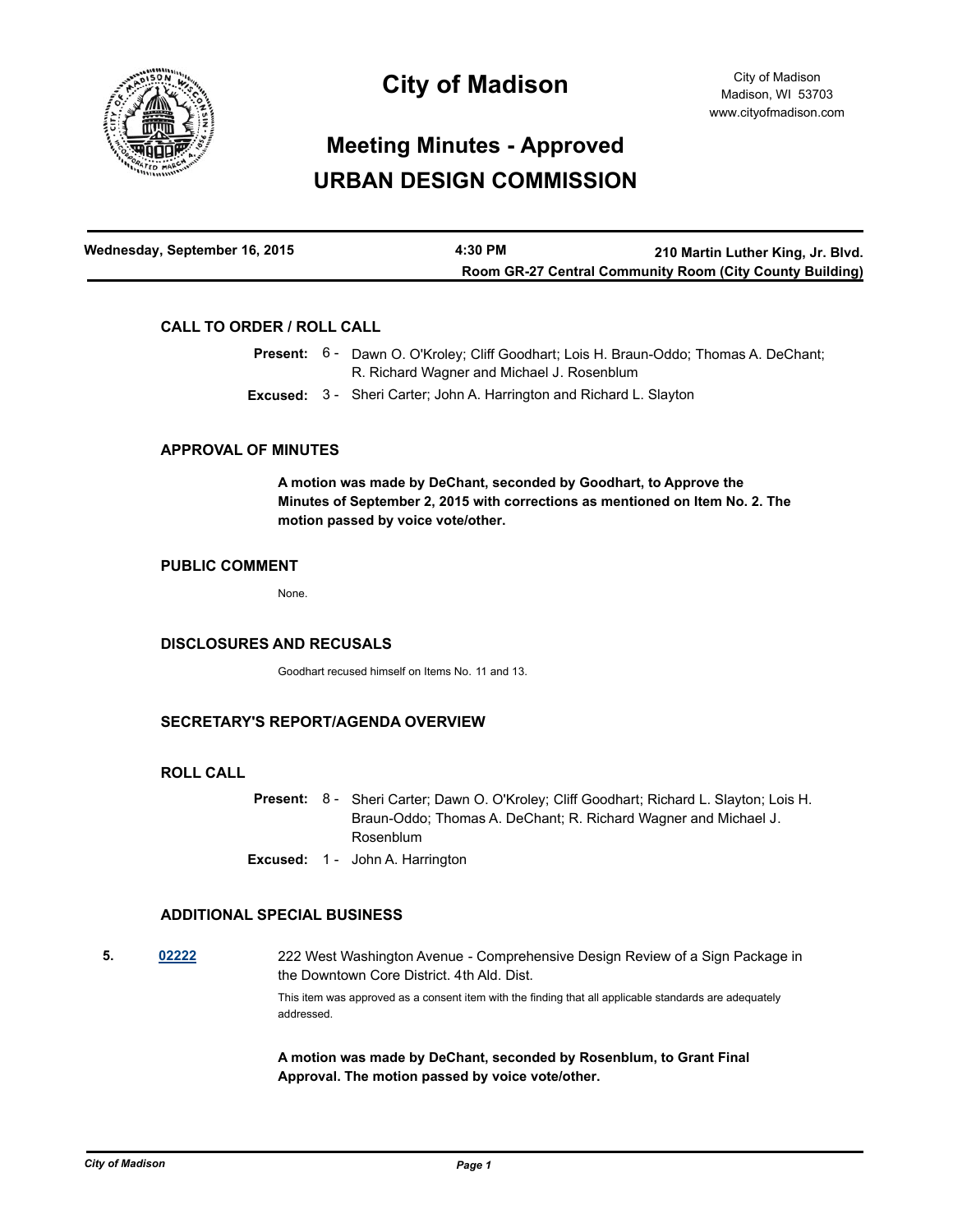# City of Madison

City of Madison
Madison, WI 53703
www.cityofmadison.com

## Meeting Minutes - Approved
## URBAN DESIGN COMMISSION

| Wednesday, September 16, 2015 | 4:30 PM | 210 Martin Luther King, Jr. Blvd. Room GR-27 Central Community Room (City County Building) |
|---|---|---|

### CALL TO ORDER / ROLL CALL

**Present:** 6 - Dawn O. O'Kroley; Cliff Goodhart; Lois H. Braun-Oddo; Thomas A. DeChant; R. Richard Wagner and Michael J. Rosenblum

**Excused:** 3 - Sheri Carter; John A. Harrington and Richard L. Slayton

### APPROVAL OF MINUTES

**A motion was made by DeChant, seconded by Goodhart, to Approve the Minutes of September 2, 2015 with corrections as mentioned on Item No. 2. The motion passed by voice vote/other.**

### PUBLIC COMMENT

None.

### DISCLOSURES AND RECUSALS

Goodhart recused himself on Items No. 11 and 13.

### SECRETARY'S REPORT/AGENDA OVERVIEW

### ROLL CALL

**Present:** 8 - Sheri Carter; Dawn O. O'Kroley; Cliff Goodhart; Richard L. Slayton; Lois H. Braun-Oddo; Thomas A. DeChant; R. Richard Wagner and Michael J. Rosenblum

**Excused:** 1 - John A. Harrington

### ADDITIONAL SPECIAL BUSINESS

**5.** **02222** 222 West Washington Avenue - Comprehensive Design Review of a Sign Package in the Downtown Core District. 4th Ald. Dist.

This item was approved as a consent item with the finding that all applicable standards are adequately addressed.

**A motion was made by DeChant, seconded by Rosenblum, to Grant Final Approval. The motion passed by voice vote/other.**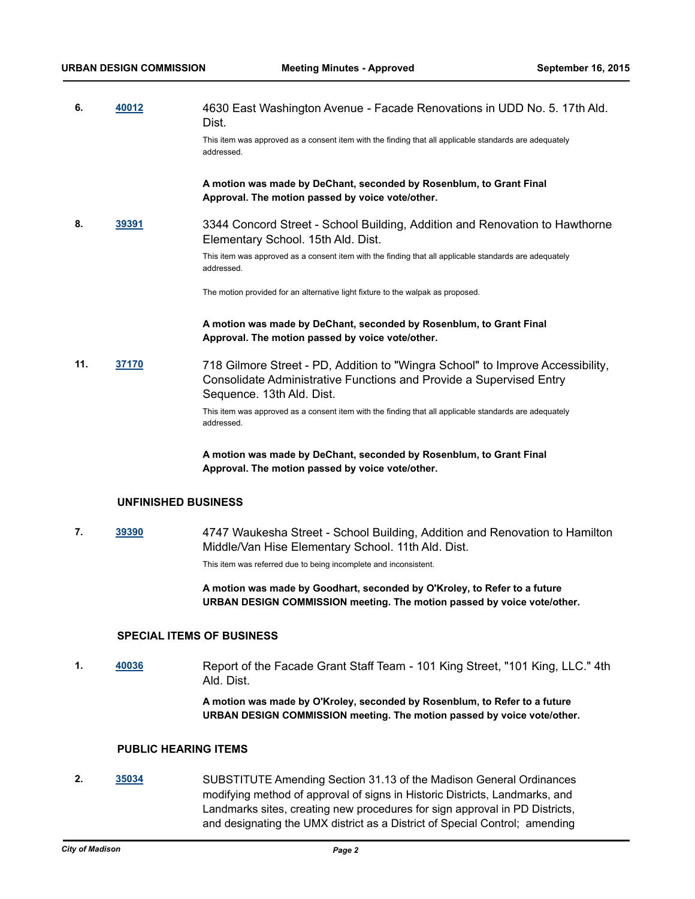**6.** **40012** 4630 East Washington Avenue - Facade Renovations in UDD No. 5. 17th Ald. Dist.

This item was approved as a consent item with the finding that all applicable standards are adequately addressed.

**A motion was made by DeChant, seconded by Rosenblum, to Grant Final Approval. The motion passed by voice vote/other.**

**8.** **39391** 3344 Concord Street - School Building, Addition and Renovation to Hawthorne Elementary School. 15th Ald. Dist.

This item was approved as a consent item with the finding that all applicable standards are adequately addressed.

The motion provided for an alternative light fixture to the walpak as proposed.

**A motion was made by DeChant, seconded by Rosenblum, to Grant Final Approval. The motion passed by voice vote/other.**

**11.** **37170** 718 Gilmore Street - PD, Addition to "Wingra School" to Improve Accessibility, Consolidate Administrative Functions and Provide a Supervised Entry Sequence. 13th Ald. Dist.

This item was approved as a consent item with the finding that all applicable standards are adequately addressed.

**A motion was made by DeChant, seconded by Rosenblum, to Grant Final Approval. The motion passed by voice vote/other.**

## UNFINISHED BUSINESS

**7.** **39390** 4747 Waukesha Street - School Building, Addition and Renovation to Hamilton Middle/Van Hise Elementary School. 11th Ald. Dist.

This item was referred due to being incomplete and inconsistent.

**A motion was made by Goodhart, seconded by O'Kroley, to Refer to a future URBAN DESIGN COMMISSION meeting. The motion passed by voice vote/other.**

## SPECIAL ITEMS OF BUSINESS

**1.** **40036** Report of the Facade Grant Staff Team - 101 King Street, "101 King, LLC." 4th Ald. Dist.

**A motion was made by O'Kroley, seconded by Rosenblum, to Refer to a future URBAN DESIGN COMMISSION meeting. The motion passed by voice vote/other.**

## PUBLIC HEARING ITEMS

**2.** **35034** SUBSTITUTE Amending Section 31.13 of the Madison General Ordinances modifying method of approval of signs in Historic Districts, Landmarks, and Landmarks sites, creating new procedures for sign approval in PD Districts, and designating the UMX district as a District of Special Control; amending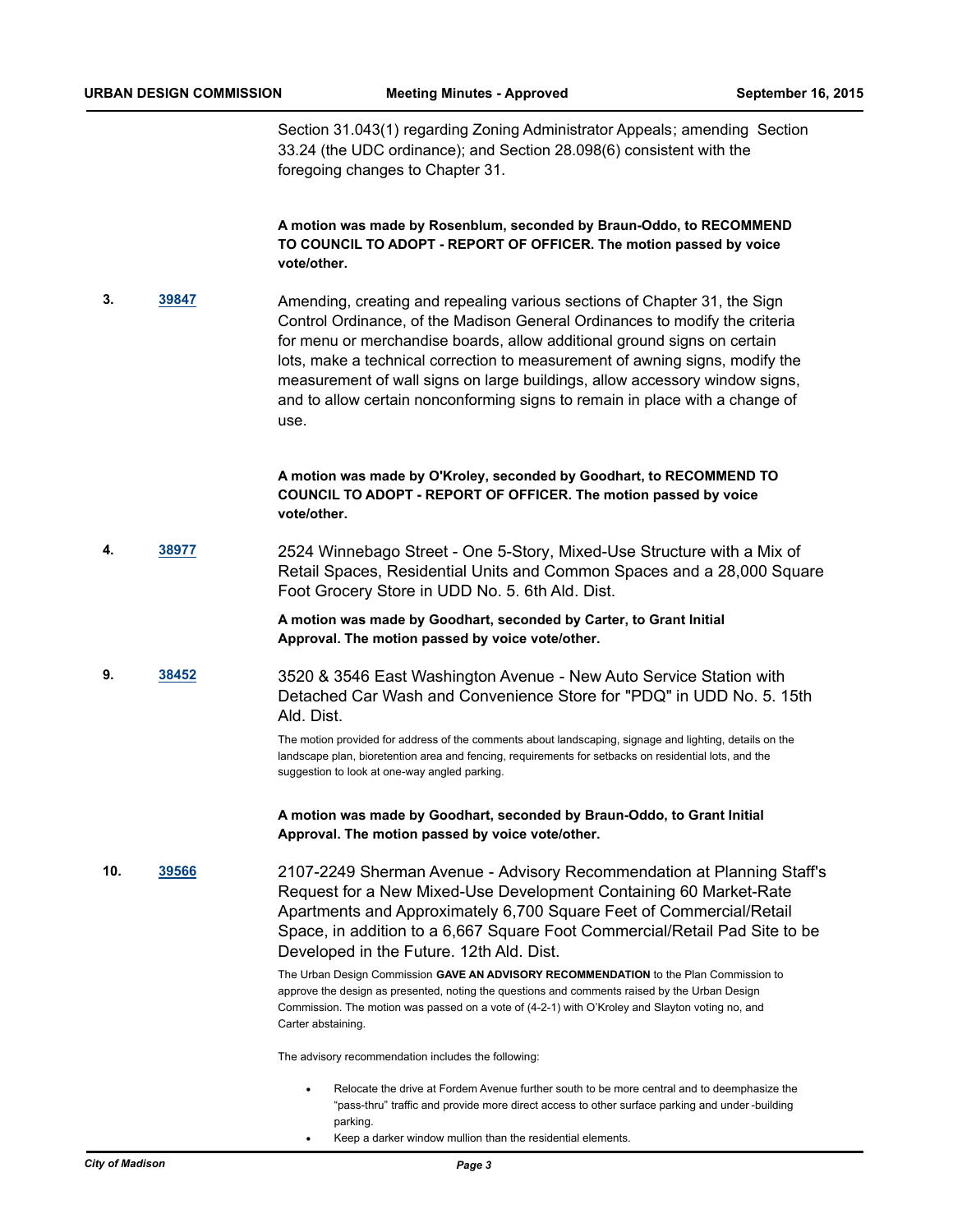Section 31.043(1) regarding Zoning Administrator Appeals; amending Section 33.24 (the UDC ordinance); and Section 28.098(6) consistent with the foregoing changes to Chapter 31.

**A motion was made by Rosenblum, seconded by Braun-Oddo, to RECOMMEND TO COUNCIL TO ADOPT - REPORT OF OFFICER. The motion passed by voice vote/other.**

**3.** [39847](39847)

Amending, creating and repealing various sections of Chapter 31, the Sign Control Ordinance, of the Madison General Ordinances to modify the criteria for menu or merchandise boards, allow additional ground signs on certain lots, make a technical correction to measurement of awning signs, modify the measurement of wall signs on large buildings, allow accessory window signs, and to allow certain nonconforming signs to remain in place with a change of use.

**A motion was made by O'Kroley, seconded by Goodhart, to RECOMMEND TO COUNCIL TO ADOPT - REPORT OF OFFICER. The motion passed by voice vote/other.**

**4.** [38977](38977)

2524 Winnebago Street - One 5-Story, Mixed-Use Structure with a Mix of Retail Spaces, Residential Units and Common Spaces and a 28,000 Square Foot Grocery Store in UDD No. 5. 6th Ald. Dist.

**A motion was made by Goodhart, seconded by Carter, to Grant Initial Approval. The motion passed by voice vote/other.**

**9.** [38452](38452)

3520 & 3546 East Washington Avenue - New Auto Service Station with Detached Car Wash and Convenience Store for "PDQ" in UDD No. 5. 15th Ald. Dist.

The motion provided for address of the comments about landscaping, signage and lighting, details on the landscape plan, bioretention area and fencing, requirements for setbacks on residential lots, and the suggestion to look at one-way angled parking.

**A motion was made by Goodhart, seconded by Braun-Oddo, to Grant Initial Approval. The motion passed by voice vote/other.**

**10.** [39566](39566)

2107-2249 Sherman Avenue - Advisory Recommendation at Planning Staff's Request for a New Mixed-Use Development Containing 60 Market-Rate Apartments and Approximately 6,700 Square Feet of Commercial/Retail Space, in addition to a 6,667 Square Foot Commercial/Retail Pad Site to be Developed in the Future. 12th Ald. Dist.

The Urban Design Commission **GAVE AN ADVISORY RECOMMENDATION** to the Plan Commission to approve the design as presented, noting the questions and comments raised by the Urban Design Commission. The motion was passed on a vote of (4-2-1) with O'Kroley and Slayton voting no, and Carter abstaining.

The advisory recommendation includes the following:

- Relocate the drive at Fordem Avenue further south to be more central and to deemphasize the "pass-thru" traffic and provide more direct access to other surface parking and under-building parking.
- Keep a darker window mullion than the residential elements.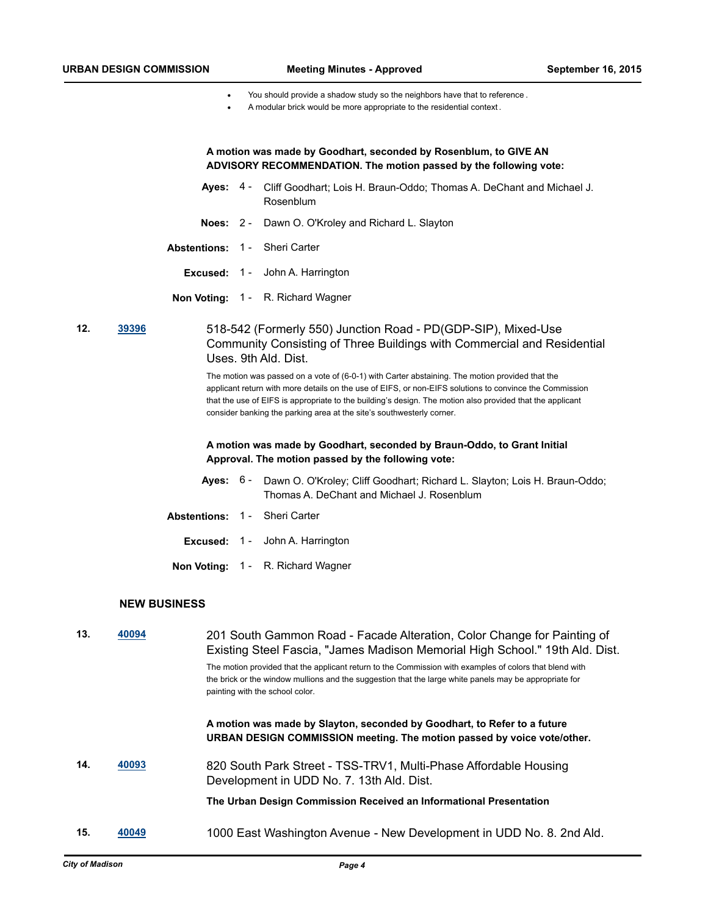- You should provide a shadow study so the neighbors have that to reference.
- A modular brick would be more appropriate to the residential context.

**A motion was made by Goodhart, seconded by Rosenblum, to GIVE AN ADVISORY RECOMMENDATION. The motion passed by the following vote:**

**Ayes:** 4 - Cliff Goodhart; Lois H. Braun-Oddo; Thomas A. DeChant and Michael J. Rosenblum

**Noes:** 2 - Dawn O. O'Kroley and Richard L. Slayton

**Abstentions:** 1 - Sheri Carter

**Excused:** 1 - John A. Harrington

**Non Voting:** 1 - R. Richard Wagner

**12.** **39396** 518-542 (Formerly 550) Junction Road - PD(GDP-SIP), Mixed-Use Community Consisting of Three Buildings with Commercial and Residential Uses. 9th Ald. Dist.

The motion was passed on a vote of (6-0-1) with Carter abstaining. The motion provided that the applicant return with more details on the use of EIFS, or non-EIFS solutions to convince the Commission that the use of EIFS is appropriate to the building's design. The motion also provided that the applicant consider banking the parking area at the site's southwesterly corner.

**A motion was made by Goodhart, seconded by Braun-Oddo, to Grant Initial Approval. The motion passed by the following vote:**

**Ayes:** 6 - Dawn O. O'Kroley; Cliff Goodhart; Richard L. Slayton; Lois H. Braun-Oddo; Thomas A. DeChant and Michael J. Rosenblum

**Abstentions:** 1 - Sheri Carter

**Excused:** 1 - John A. Harrington

**Non Voting:** 1 - R. Richard Wagner

## NEW BUSINESS

**13.** **40094** 201 South Gammon Road - Facade Alteration, Color Change for Painting of Existing Steel Fascia, "James Madison Memorial High School." 19th Ald. Dist.

The motion provided that the applicant return to the Commission with examples of colors that blend with the brick or the window mullions and the suggestion that the large white panels may be appropriate for painting with the school color.

**A motion was made by Slayton, seconded by Goodhart, to Refer to a future URBAN DESIGN COMMISSION meeting. The motion passed by voice vote/other.**

**14.** **40093** 820 South Park Street - TSS-TRV1, Multi-Phase Affordable Housing Development in UDD No. 7. 13th Ald. Dist.

**The Urban Design Commission Received an Informational Presentation**

**15.** **40049** 1000 East Washington Avenue - New Development in UDD No. 8. 2nd Ald.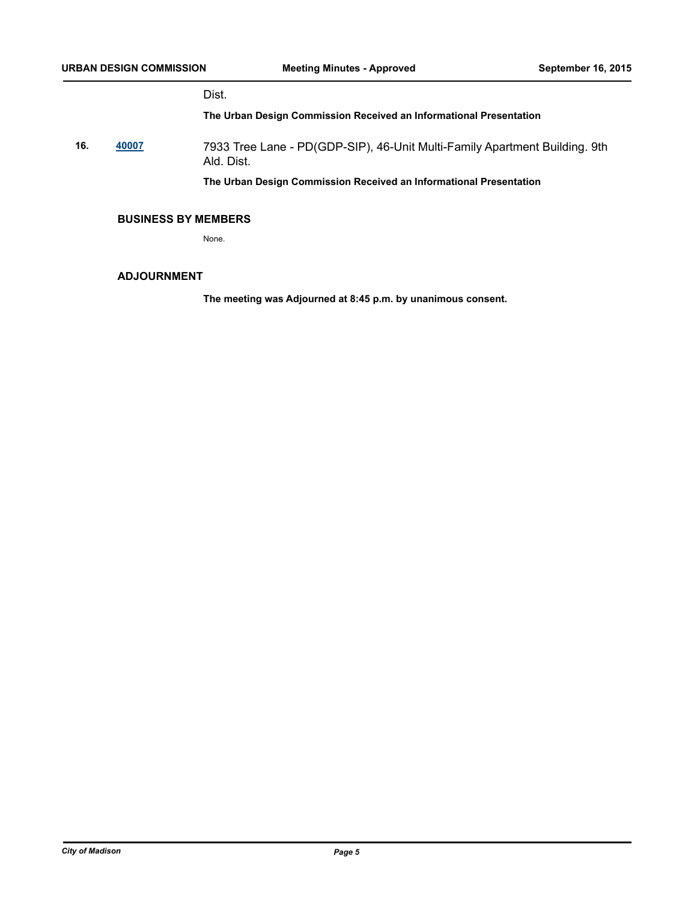Dist.

**The Urban Design Commission Received an Informational Presentation**

**16.** [40007] 7933 Tree Lane - PD(GDP-SIP), 46-Unit Multi-Family Apartment Building. 9th Ald. Dist.

**The Urban Design Commission Received an Informational Presentation**

## BUSINESS BY MEMBERS

None.

## ADJOURNMENT

**The meeting was Adjourned at 8:45 p.m. by unanimous consent.**